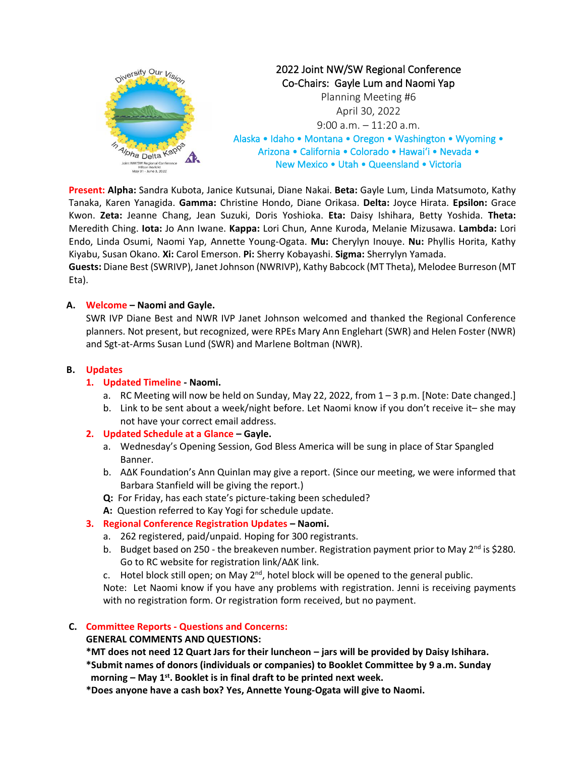2022 Joint NW/SW Regional Conference
Co-Chairs: Gayle Lum and Naomi Yap
Planning Meeting #6
April 30, 2022
9:00 a.m. – 11:20 a.m.
Alaska • Idaho • Montana • Oregon • Washington • Wyoming •
Arizona • California • Colorado • Hawai'i • Nevada •
New Mexico • Utah • Queensland • Victoria

**Present:** **Alpha:** Sandra Kubota, Janice Kutsunai, Diane Nakai. **Beta:** Gayle Lum, Linda Matsumoto, Kathy Tanaka, Karen Yanagida. **Gamma:** Christine Hondo, Diane Orikasa. **Delta:** Joyce Hirata. **Epsilon:** Grace Kwon. **Zeta:** Jeanne Chang, Jean Suzuki, Doris Yoshioka. **Eta:** Daisy Ishihara, Betty Yoshida. **Theta:** Meredith Ching. **Iota:** Jo Ann Iwane. **Kappa:** Lori Chun, Anne Kuroda, Melanie Mizusawa. **Lambda:** Lori Endo, Linda Osumi, Naomi Yap, Annette Young-Ogata. **Mu:** Cherylyn Inouye. **Nu:** Phyllis Horita, Kathy Kiyabu, Susan Okano. **Xi:** Carol Emerson. **Pi:** Sherry Kobayashi. **Sigma:** Sherrylyn Yamada.
**Guests:** Diane Best (SWRIVP), Janet Johnson (NWRIVP), Kathy Babcock (MT Theta), Melodee Burreson (MT Eta).

## A. Welcome – Naomi and Gayle.

SWR IVP Diane Best and NWR IVP Janet Johnson welcomed and thanked the Regional Conference planners. Not present, but recognized, were RPEs Mary Ann Englehart (SWR) and Helen Foster (NWR) and Sgt-at-Arms Susan Lund (SWR) and Marlene Boltman (NWR).

## B. Updates

### 1. Updated Timeline - Naomi.

a. RC Meeting will now be held on Sunday, May 22, 2022, from 1 – 3 p.m. [Note: Date changed.]
b. Link to be sent about a week/night before. Let Naomi know if you don't receive it– she may not have your correct email address.

### 2. Updated Schedule at a Glance – Gayle.

a. Wednesday's Opening Session, God Bless America will be sung in place of Star Spangled Banner.
b. AΔK Foundation's Ann Quinlan may give a report. (Since our meeting, we were informed that Barbara Stanfield will be giving the report.)

**Q:** For Friday, has each state's picture-taking been scheduled?
**A:** Question referred to Kay Yogi for schedule update.

### 3. Regional Conference Registration Updates – Naomi.

a. 262 registered, paid/unpaid. Hoping for 300 registrants.
b. Budget based on 250 - the breakeven number. Registration payment prior to May 2nd is $280. Go to RC website for registration link/AΔK link.
c. Hotel block still open; on May 2nd, hotel block will be opened to the general public.

Note: Let Naomi know if you have any problems with registration. Jenni is receiving payments with no registration form. Or registration form received, but no payment.

## C. Committee Reports - Questions and Concerns:

**GENERAL COMMENTS AND QUESTIONS:**

**\*MT does not need 12 Quart Jars for their luncheon – jars will be provided by Daisy Ishihara.**
**\*Submit names of donors (individuals or companies) to Booklet Committee by 9 a.m. Sunday morning – May 1st. Booklet is in final draft to be printed next week.**
**\*Does anyone have a cash box? Yes, Annette Young-Ogata will give to Naomi.**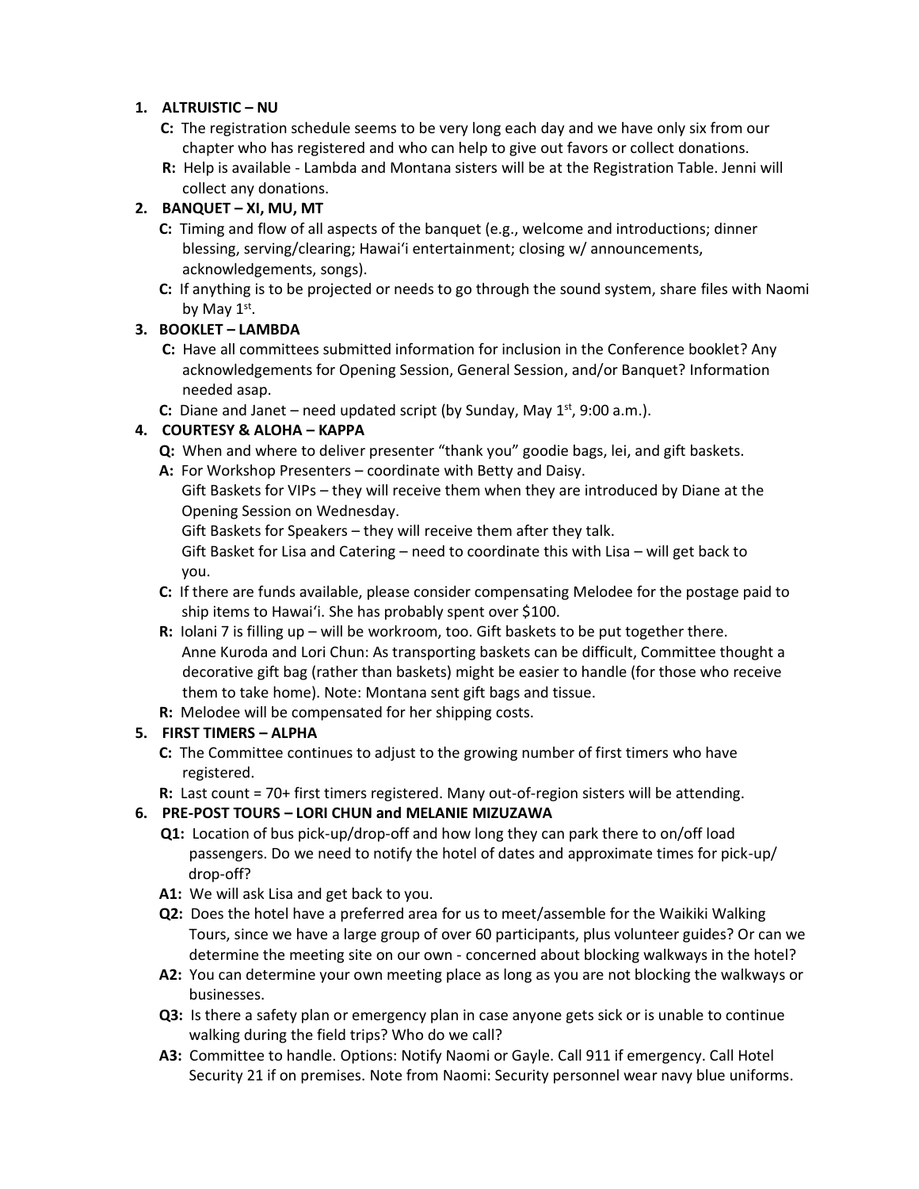1. **ALTRUISTIC – NU**
   - **C:** The registration schedule seems to be very long each day and we have only six from our chapter who has registered and who can help to give out favors or collect donations.
   - **R:** Help is available - Lambda and Montana sisters will be at the Registration Table. Jenni will collect any donations.
2. **BANQUET – XI, MU, MT**
   - **C:** Timing and flow of all aspects of the banquet (e.g., welcome and introductions; dinner blessing, serving/clearing; Hawaiʻi entertainment; closing w/ announcements, acknowledgements, songs).
   - **C:** If anything is to be projected or needs to go through the sound system, share files with Naomi by May 1st.
3. **BOOKLET – LAMBDA**
   - **C:** Have all committees submitted information for inclusion in the Conference booklet? Any acknowledgements for Opening Session, General Session, and/or Banquet? Information needed asap.
   - **C:** Diane and Janet – need updated script (by Sunday, May 1st, 9:00 a.m.).
4. **COURTESY & ALOHA – KAPPA**
   - **Q:** When and where to deliver presenter "thank you" goodie bags, lei, and gift baskets.
   - **A:** For Workshop Presenters – coordinate with Betty and Daisy.
     Gift Baskets for VIPs – they will receive them when they are introduced by Diane at the Opening Session on Wednesday.
     Gift Baskets for Speakers – they will receive them after they talk.
     Gift Basket for Lisa and Catering – need to coordinate this with Lisa – will get back to you.
   - **C:** If there are funds available, please consider compensating Melodee for the postage paid to ship items to Hawaiʻi. She has probably spent over $100.
   - **R:** Iolani 7 is filling up – will be workroom, too. Gift baskets to be put together there.
     Anne Kuroda and Lori Chun: As transporting baskets can be difficult, Committee thought a decorative gift bag (rather than baskets) might be easier to handle (for those who receive them to take home). Note: Montana sent gift bags and tissue.
   - **R:** Melodee will be compensated for her shipping costs.
5. **FIRST TIMERS – ALPHA**
   - **C:** The Committee continues to adjust to the growing number of first timers who have registered.
   - **R:** Last count = 70+ first timers registered. Many out-of-region sisters will be attending.
6. **PRE-POST TOURS – LORI CHUN and MELANIE MIZUZAWA**
   - **Q1:** Location of bus pick-up/drop-off and how long they can park there to on/off load passengers. Do we need to notify the hotel of dates and approximate times for pick-up/ drop-off?
   - **A1:** We will ask Lisa and get back to you.
   - **Q2:** Does the hotel have a preferred area for us to meet/assemble for the Waikiki Walking Tours, since we have a large group of over 60 participants, plus volunteer guides? Or can we determine the meeting site on our own - concerned about blocking walkways in the hotel?
   - **A2:** You can determine your own meeting place as long as you are not blocking the walkways or businesses.
   - **Q3:** Is there a safety plan or emergency plan in case anyone gets sick or is unable to continue walking during the field trips? Who do we call?
   - **A3:** Committee to handle. Options: Notify Naomi or Gayle. Call 911 if emergency. Call Hotel Security 21 if on premises. Note from Naomi: Security personnel wear navy blue uniforms.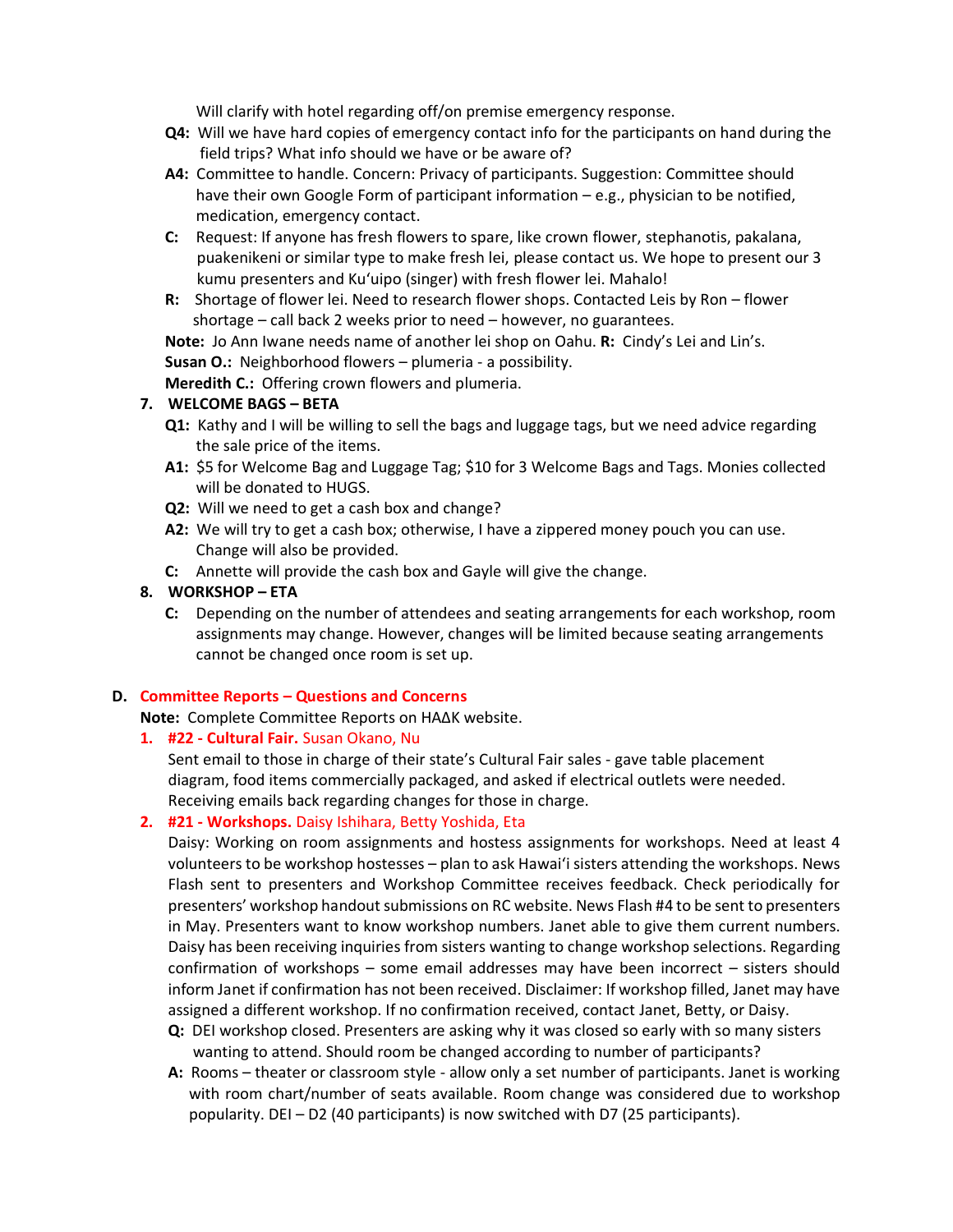Will clarify with hotel regarding off/on premise emergency response.

**Q4:** Will we have hard copies of emergency contact info for the participants on hand during the field trips? What info should we have or be aware of?

**A4:** Committee to handle. Concern: Privacy of participants. Suggestion: Committee should have their own Google Form of participant information – e.g., physician to be notified, medication, emergency contact.

**C:** Request: If anyone has fresh flowers to spare, like crown flower, stephanotis, pakalana, puakenikeni or similar type to make fresh lei, please contact us. We hope to present our 3 kumu presenters and Ku'uipo (singer) with fresh flower lei. Mahalo!

**R:** Shortage of flower lei. Need to research flower shops. Contacted Leis by Ron – flower shortage – call back 2 weeks prior to need – however, no guarantees.

**Note:** Jo Ann Iwane needs name of another lei shop on Oahu. **R:** Cindy's Lei and Lin's.

**Susan O.:** Neighborhood flowers – plumeria - a possibility.

**Meredith C.:** Offering crown flowers and plumeria.

7. **WELCOME BAGS – BETA**

**Q1:** Kathy and I will be willing to sell the bags and luggage tags, but we need advice regarding the sale price of the items.

**A1:** $5 for Welcome Bag and Luggage Tag; $10 for 3 Welcome Bags and Tags. Monies collected will be donated to HUGS.

**Q2:** Will we need to get a cash box and change?

**A2:** We will try to get a cash box; otherwise, I have a zippered money pouch you can use. Change will also be provided.

**C:** Annette will provide the cash box and Gayle will give the change.

8. **WORKSHOP – ETA**

**C:** Depending on the number of attendees and seating arrangements for each workshop, room assignments may change. However, changes will be limited because seating arrangements cannot be changed once room is set up.

**D. Committee Reports – Questions and Concerns**

**Note:** Complete Committee Reports on HAΔK website.

1. **#22 - Cultural Fair.** Susan Okano, Nu

Sent email to those in charge of their state's Cultural Fair sales - gave table placement diagram, food items commercially packaged, and asked if electrical outlets were needed. Receiving emails back regarding changes for those in charge.

2. **#21 - Workshops.** Daisy Ishihara, Betty Yoshida, Eta

Daisy: Working on room assignments and hostess assignments for workshops. Need at least 4 volunteers to be workshop hostesses – plan to ask Hawai'i sisters attending the workshops. News Flash sent to presenters and Workshop Committee receives feedback. Check periodically for presenters' workshop handout submissions on RC website. News Flash #4 to be sent to presenters in May. Presenters want to know workshop numbers. Janet able to give them current numbers. Daisy has been receiving inquiries from sisters wanting to change workshop selections. Regarding confirmation of workshops – some email addresses may have been incorrect – sisters should inform Janet if confirmation has not been received. Disclaimer: If workshop filled, Janet may have assigned a different workshop. If no confirmation received, contact Janet, Betty, or Daisy.

**Q:** DEI workshop closed. Presenters are asking why it was closed so early with so many sisters wanting to attend. Should room be changed according to number of participants?

**A:** Rooms – theater or classroom style - allow only a set number of participants. Janet is working with room chart/number of seats available. Room change was considered due to workshop popularity. DEI – D2 (40 participants) is now switched with D7 (25 participants).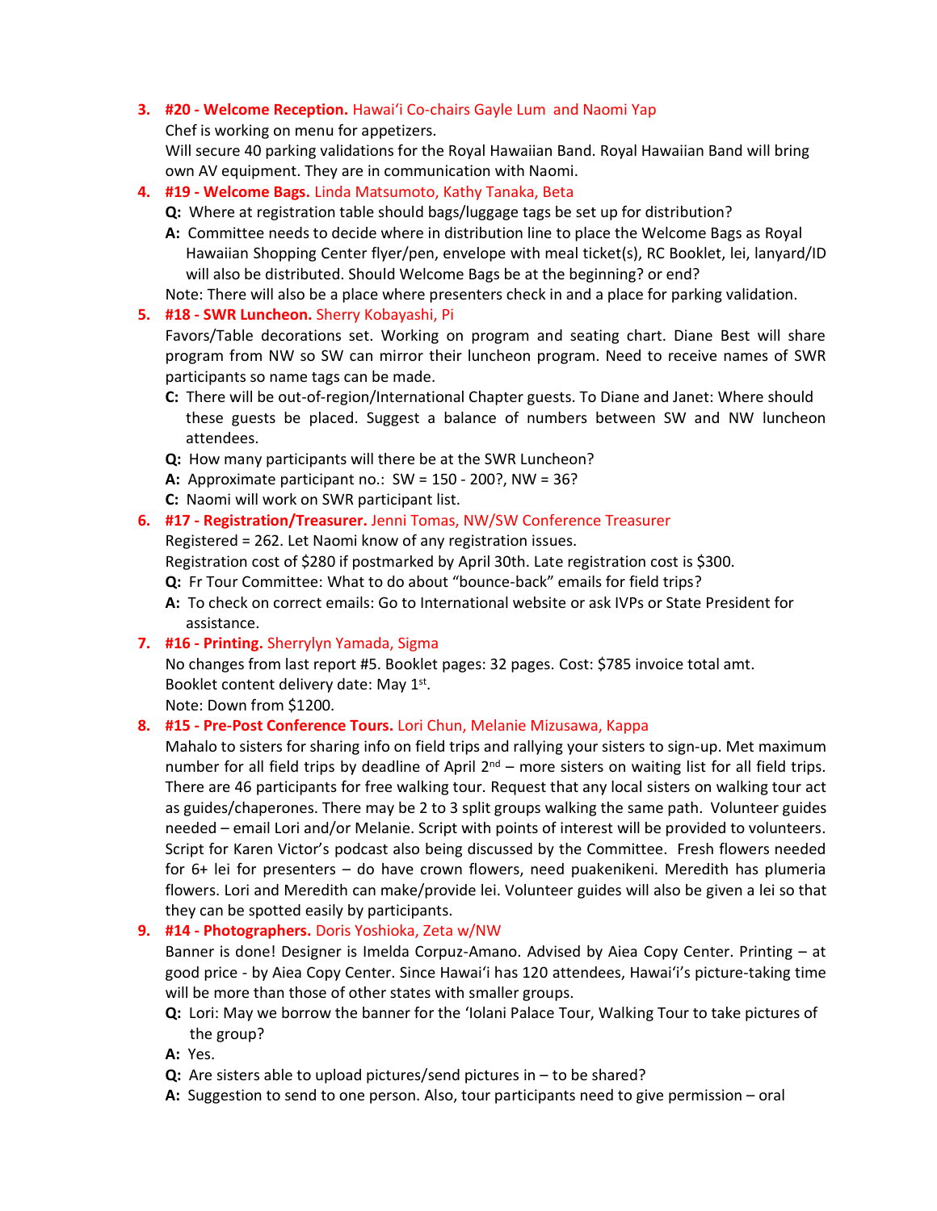3. **#20 - Welcome Reception.** Hawaiʻi Co-chairs Gayle Lum and Naomi Yap
   Chef is working on menu for appetizers.
   Will secure 40 parking validations for the Royal Hawaiian Band. Royal Hawaiian Band will bring own AV equipment. They are in communication with Naomi.

4. **#19 - Welcome Bags.** Linda Matsumoto, Kathy Tanaka, Beta
   **Q:** Where at registration table should bags/luggage tags be set up for distribution?
   **A:** Committee needs to decide where in distribution line to place the Welcome Bags as Royal Hawaiian Shopping Center flyer/pen, envelope with meal ticket(s), RC Booklet, lei, lanyard/ID will also be distributed. Should Welcome Bags be at the beginning? or end?
   Note: There will also be a place where presenters check in and a place for parking validation.

5. **#18 - SWR Luncheon.** Sherry Kobayashi, Pi
   Favors/Table decorations set. Working on program and seating chart. Diane Best will share program from NW so SW can mirror their luncheon program. Need to receive names of SWR participants so name tags can be made.
   **C:** There will be out-of-region/International Chapter guests. To Diane and Janet: Where should these guests be placed. Suggest a balance of numbers between SW and NW luncheon attendees.
   **Q:** How many participants will there be at the SWR Luncheon?
   **A:** Approximate participant no.: SW = 150 - 200?, NW = 36?
   **C:** Naomi will work on SWR participant list.

6. **#17 - Registration/Treasurer.** Jenni Tomas, NW/SW Conference Treasurer
   Registered = 262. Let Naomi know of any registration issues.
   Registration cost of $280 if postmarked by April 30th. Late registration cost is $300.
   **Q:** Fr Tour Committee: What to do about "bounce-back" emails for field trips?
   **A:** To check on correct emails: Go to International website or ask IVPs or State President for assistance.

7. **#16 - Printing.** Sherrylyn Yamada, Sigma
   No changes from last report #5. Booklet pages: 32 pages. Cost: $785 invoice total amt.
   Booklet content delivery date: May 1st.
   Note: Down from $1200.

8. **#15 - Pre-Post Conference Tours.** Lori Chun, Melanie Mizusawa, Kappa
   Mahalo to sisters for sharing info on field trips and rallying your sisters to sign-up. Met maximum number for all field trips by deadline of April 2nd – more sisters on waiting list for all field trips. There are 46 participants for free walking tour. Request that any local sisters on walking tour act as guides/chaperones. There may be 2 to 3 split groups walking the same path. Volunteer guides needed – email Lori and/or Melanie. Script with points of interest will be provided to volunteers. Script for Karen Victor's podcast also being discussed by the Committee. Fresh flowers needed for 6+ lei for presenters – do have crown flowers, need puakenikeni. Meredith has plumeria flowers. Lori and Meredith can make/provide lei. Volunteer guides will also be given a lei so that they can be spotted easily by participants.

9. **#14 - Photographers.** Doris Yoshioka, Zeta w/NW
   Banner is done! Designer is Imelda Corpuz-Amano. Advised by Aiea Copy Center. Printing – at good price - by Aiea Copy Center. Since Hawaiʻi has 120 attendees, Hawaiʻi's picture-taking time will be more than those of other states with smaller groups.
   **Q:** Lori: May we borrow the banner for the ʻIolani Palace Tour, Walking Tour to take pictures of the group?
   **A:** Yes.
   **Q:** Are sisters able to upload pictures/send pictures in – to be shared?
   **A:** Suggestion to send to one person. Also, tour participants need to give permission – oral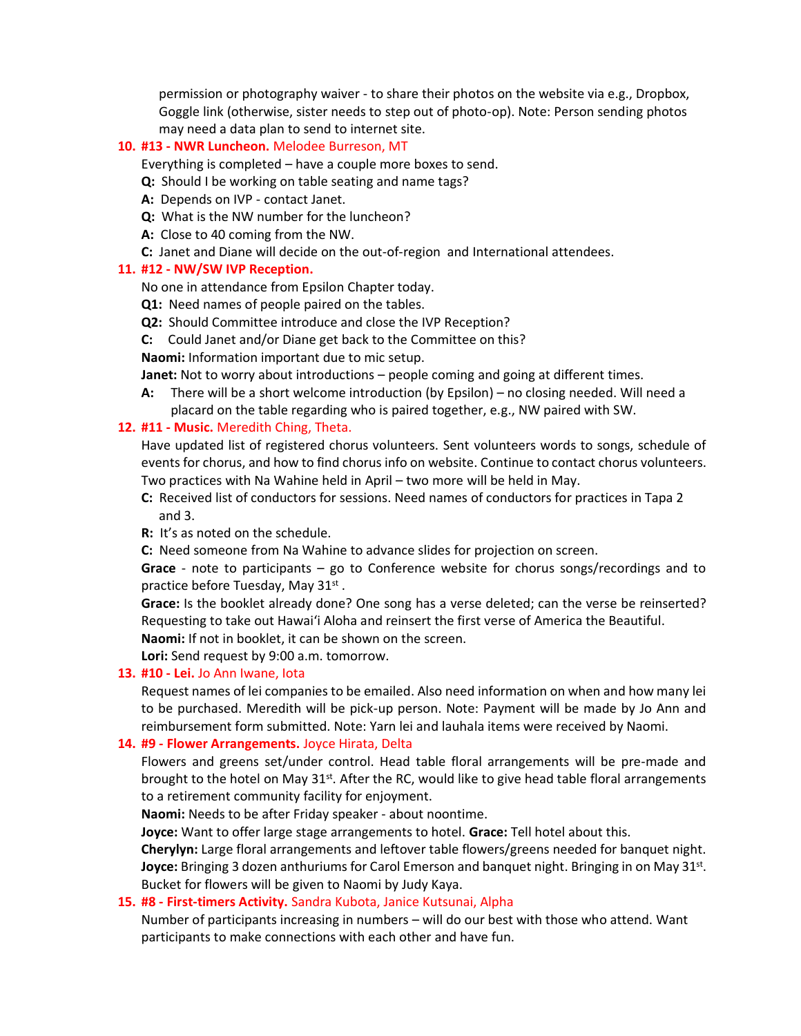permission or photography waiver - to share their photos on the website via e.g., Dropbox, Goggle link (otherwise, sister needs to step out of photo-op). Note: Person sending photos may need a data plan to send to internet site.

10. **#13 - NWR Luncheon.** Melodee Burreson, MT

    Everything is completed – have a couple more boxes to send.

    **Q:** Should I be working on table seating and name tags?

    **A:** Depends on IVP - contact Janet.

    **Q:** What is the NW number for the luncheon?

    **A:** Close to 40 coming from the NW.

    **C:** Janet and Diane will decide on the out-of-region and International attendees.

11. **#12 - NW/SW IVP Reception.**

    No one in attendance from Epsilon Chapter today.

    **Q1:** Need names of people paired on the tables.

    **Q2:** Should Committee introduce and close the IVP Reception?

    **C:** Could Janet and/or Diane get back to the Committee on this?

    **Naomi:** Information important due to mic setup.

    **Janet:** Not to worry about introductions – people coming and going at different times.

    **A:** There will be a short welcome introduction (by Epsilon) – no closing needed. Will need a placard on the table regarding who is paired together, e.g., NW paired with SW.

12. **#11 - Music.** Meredith Ching, Theta.

    Have updated list of registered chorus volunteers. Sent volunteers words to songs, schedule of events for chorus, and how to find chorus info on website. Continue to contact chorus volunteers. Two practices with Na Wahine held in April – two more will be held in May.

    **C:** Received list of conductors for sessions. Need names of conductors for practices in Tapa 2 and 3.

    **R:** It's as noted on the schedule.

    **C:** Need someone from Na Wahine to advance slides for projection on screen.

    **Grace** - note to participants – go to Conference website for chorus songs/recordings and to practice before Tuesday, May 31st .

    **Grace:** Is the booklet already done? One song has a verse deleted; can the verse be reinserted? Requesting to take out Hawaiʻi Aloha and reinsert the first verse of America the Beautiful.

    **Naomi:** If not in booklet, it can be shown on the screen.

    **Lori:** Send request by 9:00 a.m. tomorrow.

13. **#10 - Lei.** Jo Ann Iwane, Iota

    Request names of lei companies to be emailed. Also need information on when and how many lei to be purchased. Meredith will be pick-up person. Note: Payment will be made by Jo Ann and reimbursement form submitted. Note: Yarn lei and lauhala items were received by Naomi.

14. **#9 - Flower Arrangements.** Joyce Hirata, Delta

    Flowers and greens set/under control. Head table floral arrangements will be pre-made and brought to the hotel on May 31st. After the RC, would like to give head table floral arrangements to a retirement community facility for enjoyment.

    **Naomi:** Needs to be after Friday speaker - about noontime.

    **Joyce:** Want to offer large stage arrangements to hotel. **Grace:** Tell hotel about this.

    **Cherylyn:** Large floral arrangements and leftover table flowers/greens needed for banquet night.

    **Joyce:** Bringing 3 dozen anthuriums for Carol Emerson and banquet night. Bringing in on May 31st. Bucket for flowers will be given to Naomi by Judy Kaya.

15. **#8 - First-timers Activity.** Sandra Kubota, Janice Kutsunai, Alpha

    Number of participants increasing in numbers – will do our best with those who attend. Want participants to make connections with each other and have fun.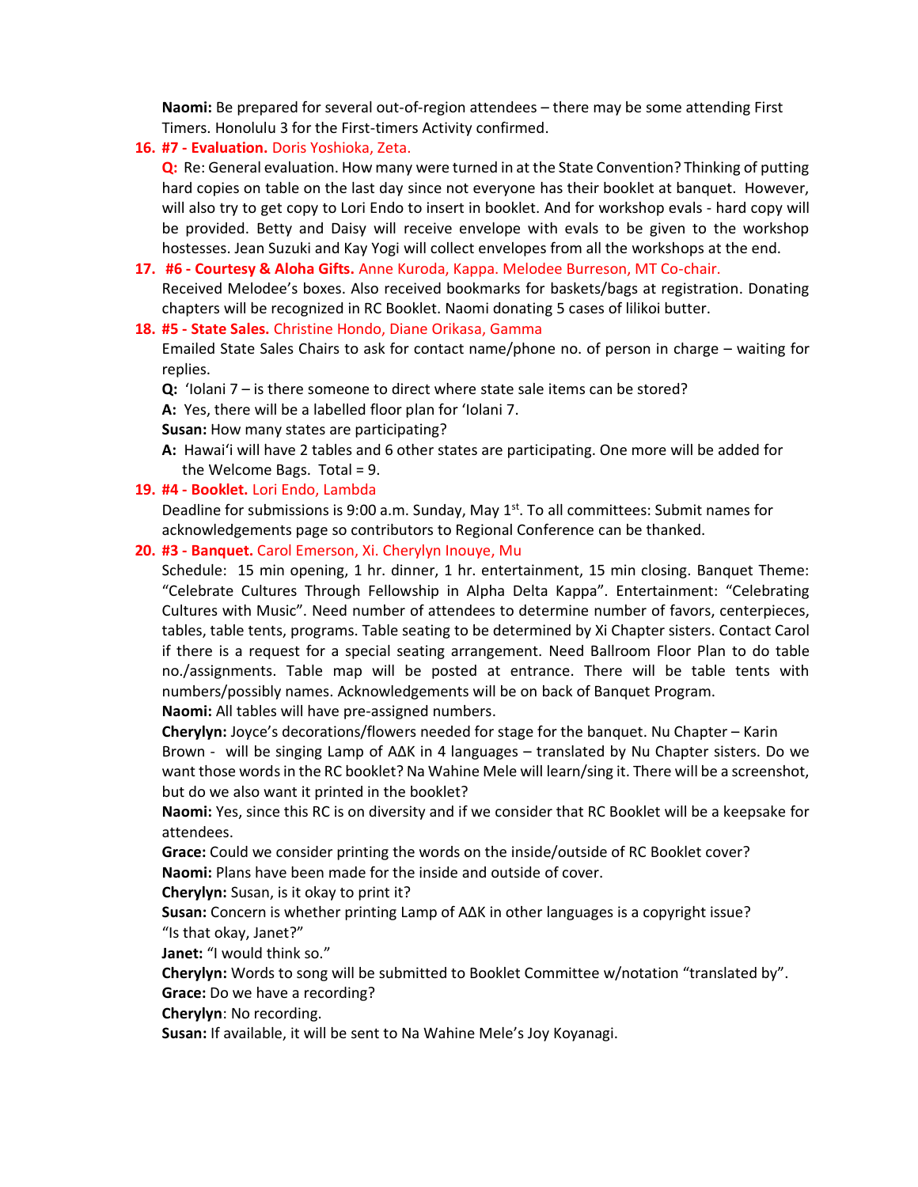**Naomi:** Be prepared for several out-of-region attendees – there may be some attending First Timers. Honolulu 3 for the First-timers Activity confirmed.

16. **#7 - Evaluation.** Doris Yoshioka, Zeta.

    **Q:** Re: General evaluation. How many were turned in at the State Convention? Thinking of putting hard copies on table on the last day since not everyone has their booklet at banquet. However, will also try to get copy to Lori Endo to insert in booklet. And for workshop evals - hard copy will be provided. Betty and Daisy will receive envelope with evals to be given to the workshop hostesses. Jean Suzuki and Kay Yogi will collect envelopes from all the workshops at the end.

17. **#6 - Courtesy & Aloha Gifts.** Anne Kuroda, Kappa. Melodee Burreson, MT Co-chair.

    Received Melodee's boxes. Also received bookmarks for baskets/bags at registration. Donating chapters will be recognized in RC Booklet. Naomi donating 5 cases of lilikoi butter.

18. **#5 - State Sales.** Christine Hondo, Diane Orikasa, Gamma

    Emailed State Sales Chairs to ask for contact name/phone no. of person in charge – waiting for replies.

    **Q:** ʻIolani 7 – is there someone to direct where state sale items can be stored?

    **A:** Yes, there will be a labelled floor plan for ʻIolani 7.

    **Susan:** How many states are participating?

    **A:** Hawaiʻi will have 2 tables and 6 other states are participating. One more will be added for the Welcome Bags. Total = 9.

19. **#4 - Booklet.** Lori Endo, Lambda

    Deadline for submissions is 9:00 a.m. Sunday, May 1st. To all committees: Submit names for acknowledgements page so contributors to Regional Conference can be thanked.

20. **#3 - Banquet.** Carol Emerson, Xi. Cherylyn Inouye, Mu

    Schedule: 15 min opening, 1 hr. dinner, 1 hr. entertainment, 15 min closing. Banquet Theme: "Celebrate Cultures Through Fellowship in Alpha Delta Kappa". Entertainment: "Celebrating Cultures with Music". Need number of attendees to determine number of favors, centerpieces, tables, table tents, programs. Table seating to be determined by Xi Chapter sisters. Contact Carol if there is a request for a special seating arrangement. Need Ballroom Floor Plan to do table no./assignments. Table map will be posted at entrance. There will be table tents with numbers/possibly names. Acknowledgements will be on back of Banquet Program.

    **Naomi:** All tables will have pre-assigned numbers.

    **Cherylyn:** Joyce's decorations/flowers needed for stage for the banquet. Nu Chapter – Karin Brown - will be singing Lamp of AΔK in 4 languages – translated by Nu Chapter sisters. Do we want those words in the RC booklet? Na Wahine Mele will learn/sing it. There will be a screenshot, but do we also want it printed in the booklet?

    **Naomi:** Yes, since this RC is on diversity and if we consider that RC Booklet will be a keepsake for attendees.

    **Grace:** Could we consider printing the words on the inside/outside of RC Booklet cover?

    **Naomi:** Plans have been made for the inside and outside of cover.

    **Cherylyn:** Susan, is it okay to print it?

    **Susan:** Concern is whether printing Lamp of AΔK in other languages is a copyright issue? "Is that okay, Janet?"

    **Janet:** "I would think so."

    **Cherylyn:** Words to song will be submitted to Booklet Committee w/notation "translated by".

    **Grace:** Do we have a recording?

    **Cherylyn**: No recording.

    **Susan:** If available, it will be sent to Na Wahine Mele's Joy Koyanagi.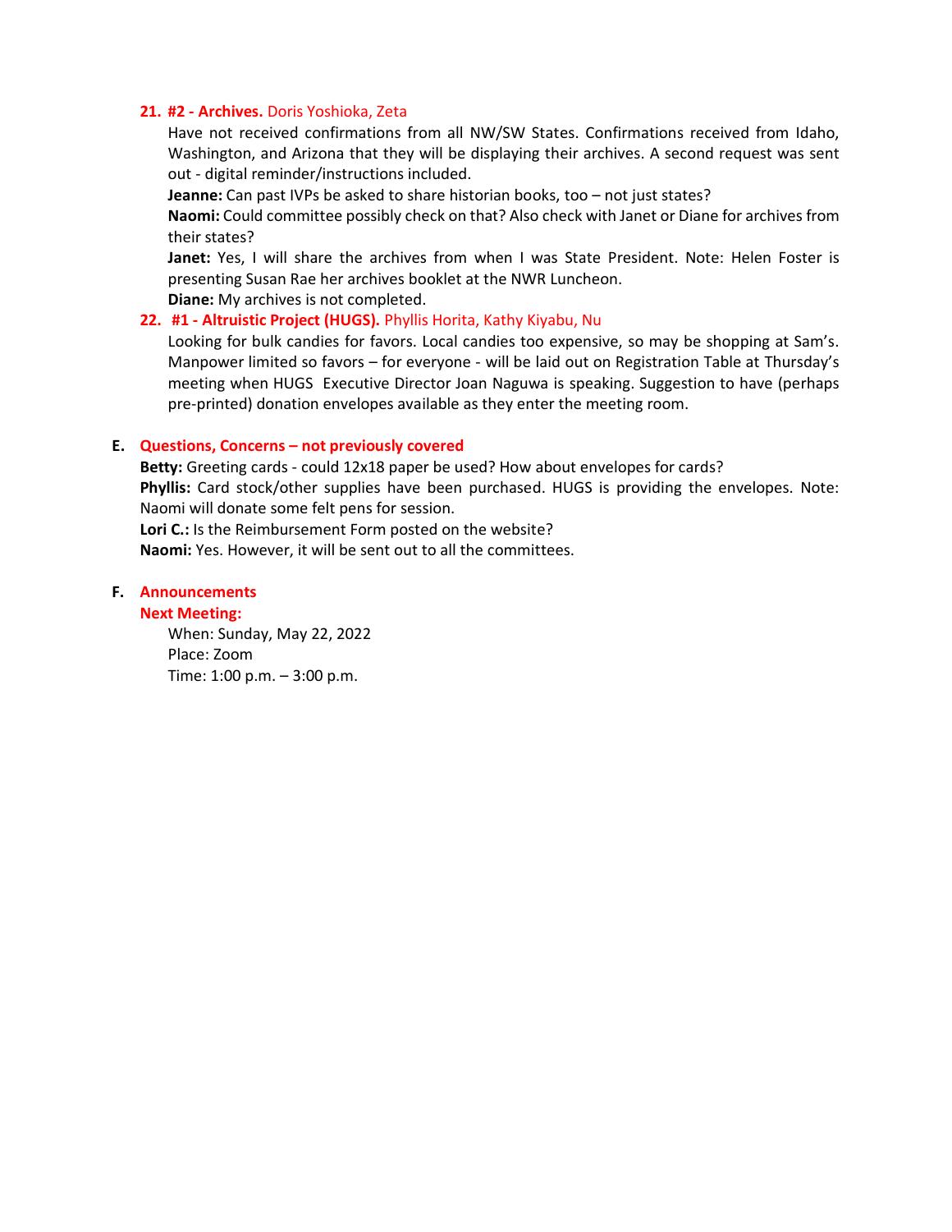21. **#2 - Archives.** Doris Yoshioka, Zeta

    Have not received confirmations from all NW/SW States. Confirmations received from Idaho, Washington, and Arizona that they will be displaying their archives. A second request was sent out - digital reminder/instructions included.

    **Jeanne:** Can past IVPs be asked to share historian books, too – not just states?

    **Naomi:** Could committee possibly check on that? Also check with Janet or Diane for archives from their states?

    **Janet:** Yes, I will share the archives from when I was State President. Note: Helen Foster is presenting Susan Rae her archives booklet at the NWR Luncheon.

    **Diane:** My archives is not completed.

22. **#1 - Altruistic Project (HUGS).** Phyllis Horita, Kathy Kiyabu, Nu

    Looking for bulk candies for favors. Local candies too expensive, so may be shopping at Sam's. Manpower limited so favors – for everyone - will be laid out on Registration Table at Thursday's meeting when HUGS Executive Director Joan Naguwa is speaking. Suggestion to have (perhaps pre-printed) donation envelopes available as they enter the meeting room.

**E. Questions, Concerns – not previously covered**

**Betty:** Greeting cards - could 12x18 paper be used? How about envelopes for cards?

**Phyllis:** Card stock/other supplies have been purchased. HUGS is providing the envelopes. Note: Naomi will donate some felt pens for session.

**Lori C.:** Is the Reimbursement Form posted on the website?

**Naomi:** Yes. However, it will be sent out to all the committees.

**F. Announcements**

**Next Meeting:**

When: Sunday, May 22, 2022

Place: Zoom

Time: 1:00 p.m. – 3:00 p.m.